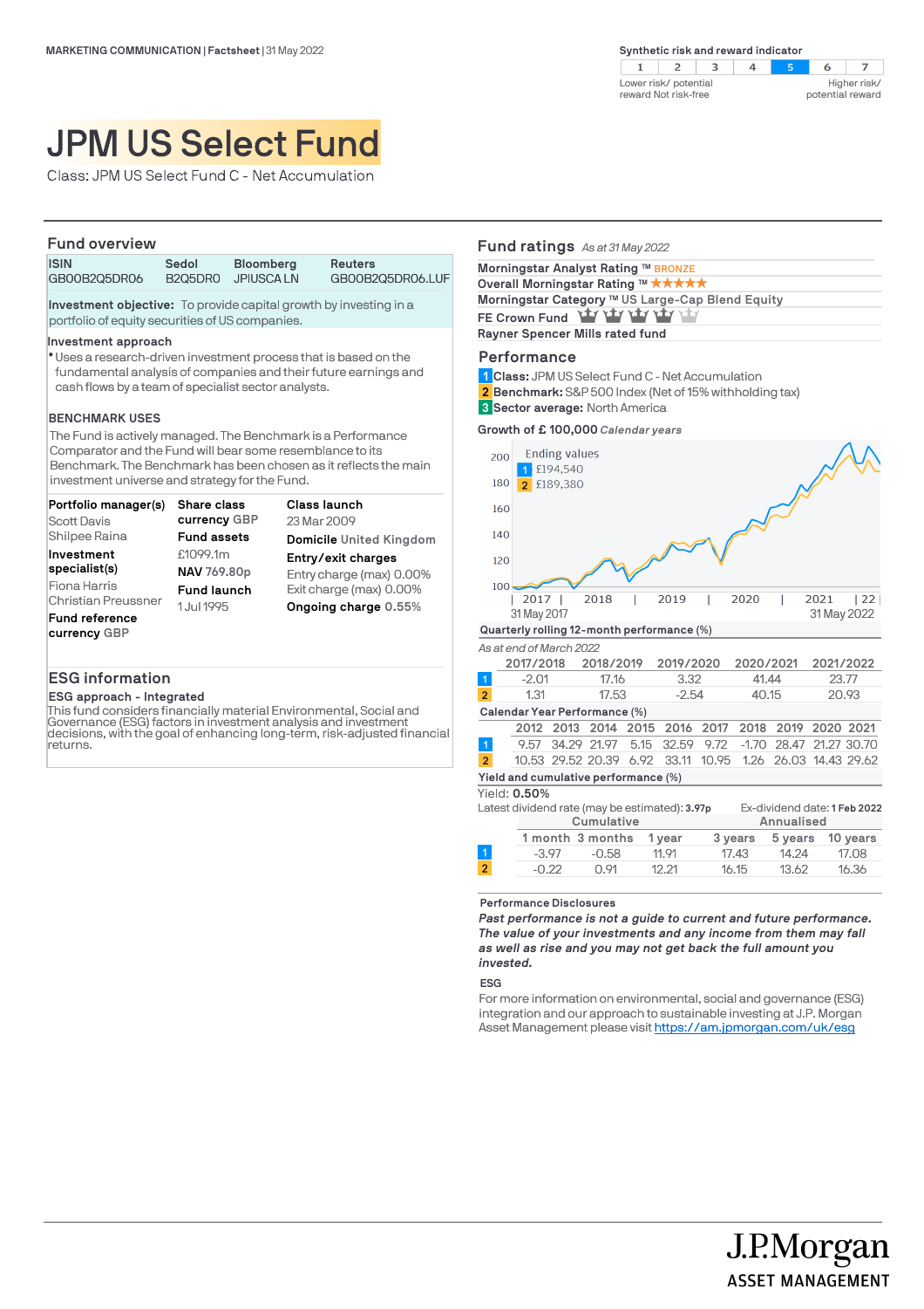MARKETING COMMUNICATION | Factsheet | 31 May 2022

**Synthetic risk and reward indicator**

| 1 | 2 | 3 | 4 | **5** | 6 | 7 |
|---|---|---|---|---|---|---|

Lower risk/ potential reward Not risk-free — Higher risk/ potential reward

# JPM US Select Fund

Class: JPM US Select Fund C - Net Accumulation

## Fund overview

| ISIN | Sedol | Bloomberg | Reuters |
|---|---|---|---|
| GB00B2Q5DR06 | B2Q5DR0 | JPIUSCA LN | GB00B2Q5DR06.LUF |

**Investment objective:** To provide capital growth by investing in a portfolio of equity securities of US companies.

**Investment approach**

- Uses a research-driven investment process that is based on the fundamental analysis of companies and their future earnings and cash flows by a team of specialist sector analysts.

**BENCHMARK USES**

The Fund is actively managed. The Benchmark is a Performance Comparator and the Fund will bear some resemblance to its Benchmark. The Benchmark has been chosen as it reflects the main investment universe and strategy for the Fund.

**Portfolio manager(s)**
Scott Davis
Shilpee Raina

**Investment specialist(s)**
Fiona Harris
Christian Preussner

**Fund reference currency** GBP

**Share class currency** GBP

**Fund assets**
£1099.1m

**NAV** 769.80p

**Fund launch**
1 Jul 1995

**Class launch**
23 Mar 2009

**Domicile** United Kingdom

**Entry/exit charges**
Entry charge (max) 0.00%
Exit charge (max) 0.00%

**Ongoing charge** 0.55%

## ESG information

**ESG approach - Integrated**

This fund considers financially material Environmental, Social and Governance (ESG) factors in investment analysis and investment decisions, with the goal of enhancing long-term, risk-adjusted financial returns.

## Fund ratings *As at 31 May 2022*

Morningstar Analyst Rating ™ BRONZE
Overall Morningstar Rating ™ ★★★★★
Morningstar Category ™ US Large-Cap Blend Equity
FE Crown Fund (4 of 5 crowns)
Rayner Spencer Mills rated fund

## Performance

1 **Class:** JPM US Select Fund C - Net Accumulation
2 **Benchmark:** S&P 500 Index (Net of 15% withholding tax)
3 **Sector average:** North America

**Growth of £ 100,000** *Calendar years*

Ending values
1 £194,540
2 £189,380

31 May 2017 – 31 May 2022

**Quarterly rolling 12-month performance (%)**

*As at end of March 2022*

| | 2017/2018 | 2018/2019 | 2019/2020 | 2020/2021 | 2021/2022 |
|---|---|---|---|---|---|
| 1 | -2.01 | 17.16 | 3.32 | 41.44 | 23.77 |
| 2 | 1.31 | 17.53 | -2.54 | 40.15 | 20.93 |

**Calendar Year Performance (%)**

| | 2012 | 2013 | 2014 | 2015 | 2016 | 2017 | 2018 | 2019 | 2020 | 2021 |
|---|---|---|---|---|---|---|---|---|---|---|
| 1 | 9.57 | 34.29 | 21.97 | 5.15 | 32.59 | 9.72 | -1.70 | 28.47 | 21.27 | 30.70 |
| 2 | 10.53 | 29.52 | 20.39 | 6.92 | 33.11 | 10.95 | 1.26 | 26.03 | 14.43 | 29.62 |

**Yield and cumulative performance (%)**

Yield: **0.50%**

Latest dividend rate (may be estimated): **3.97p** Ex-dividend date: **1 Feb 2022**

| | Cumulative | | | Annualised | | |
|---|---|---|---|---|---|---|
| | 1 month | 3 months | 1 year | 3 years | 5 years | 10 years |
| 1 | -3.97 | -0.58 | 11.91 | 17.43 | 14.24 | 17.08 |
| 2 | -0.22 | 0.91 | 12.21 | 16.15 | 13.62 | 16.36 |

**Performance Disclosures**

***Past performance is not a guide to current and future performance. The value of your investments and any income from them may fall as well as rise and you may not get back the full amount you invested.***

**ESG**

For more information on environmental, social and governance (ESG) integration and our approach to sustainable investing at J.P. Morgan Asset Management please visit https://am.jpmorgan.com/uk/esg

J.P.Morgan ASSET MANAGEMENT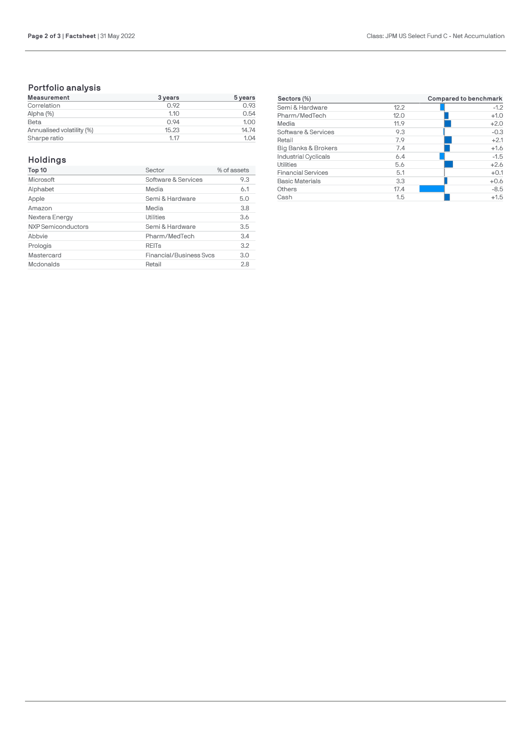## Portfolio analysis

| Measurement | 3 years | 5 years |
|---|---|---|
| Correlation | 0.92 | 0.93 |
| Alpha (%) | 1.10 | 0.54 |
| Beta | 0.94 | 1.00 |
| Annualised volatility (%) | 15.23 | 14.74 |
| Sharpe ratio | 1.17 | 1.04 |

## Holdings

| Top 10 | Sector | % of assets |
|---|---|---|
| Microsoft | Software & Services | 9.3 |
| Alphabet | Media | 6.1 |
| Apple | Semi & Hardware | 5.0 |
| Amazon | Media | 3.8 |
| Nextera Energy | Utilities | 3.6 |
| NXP Semiconductors | Semi & Hardware | 3.5 |
| Abbvie | Pharm/MedTech | 3.4 |
| Prologis | REITs | 3.2 |
| Mastercard | Financial/Business Svcs | 3.0 |
| Mcdonalds | Retail | 2.8 |

| Sectors (%) | | Compared to benchmark |
|---|---|---|
| Semi & Hardware | 12.2 | -1.2 |
| Pharm/MedTech | 12.0 | +1.0 |
| Media | 11.9 | +2.0 |
| Software & Services | 9.3 | -0.3 |
| Retail | 7.9 | +2.1 |
| Big Banks & Brokers | 7.4 | +1.6 |
| Industrial Cyclicals | 6.4 | -1.5 |
| Utilities | 5.6 | +2.6 |
| Financial Services | 5.1 | +0.1 |
| Basic Materials | 3.3 | +0.6 |
| Others | 17.4 | -8.5 |
| Cash | 1.5 | +1.5 |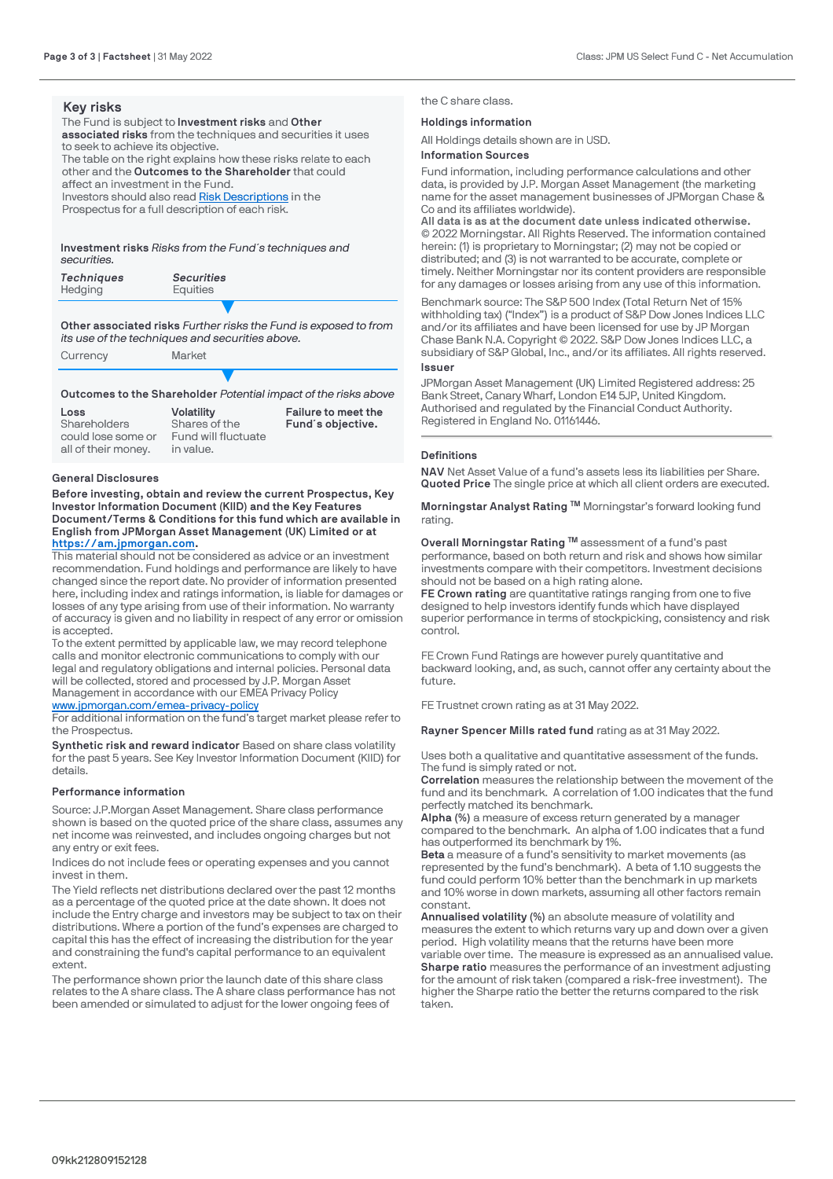## Key risks

The Fund is subject to **Investment risks** and **Other associated risks** from the techniques and securities it uses to seek to achieve its objective.

The table on the right explains how these risks relate to each other and the **Outcomes to the Shareholder** that could affect an investment in the Fund.

Investors should also read Risk Descriptions in the Prospectus for a full description of each risk.

**Investment risks** *Risks from the Fund´s techniques and securities.*

| *Techniques* | *Securities* |
|---|---|
| Hedging | Equities |

**Other associated risks** *Further risks the Fund is exposed to from its use of the techniques and securities above.*

| | |
|---|---|
| Currency | Market |

**Outcomes to the Shareholder** *Potential impact of the risks above*

| **Loss** | **Volatility** | **Failure to meet the Fund´s objective.** |
|---|---|---|
| Shareholders could lose some or all of their money. | Shares of the Fund will fluctuate in value. | |

### General Disclosures

**Before investing, obtain and review the current Prospectus, Key Investor Information Document (KIID) and the Key Features Document/Terms & Conditions for this fund which are available in English from JPMorgan Asset Management (UK) Limited or at https://am.jpmorgan.com.**

This material should not be considered as advice or an investment recommendation. Fund holdings and performance are likely to have changed since the report date. No provider of information presented here, including index and ratings information, is liable for damages or losses of any type arising from use of their information. No warranty of accuracy is given and no liability in respect of any error or omission is accepted.

To the extent permitted by applicable law, we may record telephone calls and monitor electronic communications to comply with our legal and regulatory obligations and internal policies. Personal data will be collected, stored and processed by J.P. Morgan Asset Management in accordance with our EMEA Privacy Policy www.jpmorgan.com/emea-privacy-policy

For additional information on the fund's target market please refer to the Prospectus.

**Synthetic risk and reward indicator** Based on share class volatility for the past 5 years. See Key Investor Information Document (KIID) for details.

### Performance information

Source: J.P.Morgan Asset Management. Share class performance shown is based on the quoted price of the share class, assumes any net income was reinvested, and includes ongoing charges but not any entry or exit fees.

Indices do not include fees or operating expenses and you cannot invest in them.

The Yield reflects net distributions declared over the past 12 months as a percentage of the quoted price at the date shown. It does not include the Entry charge and investors may be subject to tax on their distributions. Where a portion of the fund's expenses are charged to capital this has the effect of increasing the distribution for the year and constraining the fund's capital performance to an equivalent extent.

The performance shown prior the launch date of this share class relates to the A share class. The A share class performance has not been amended or simulated to adjust for the lower ongoing fees of the C share class.

### Holdings information

All Holdings details shown are in USD.

### Information Sources

Fund information, including performance calculations and other data, is provided by J.P. Morgan Asset Management (the marketing name for the asset management businesses of JPMorgan Chase & Co and its affiliates worldwide).

**All data is as at the document date unless indicated otherwise.**

© 2022 Morningstar. All Rights Reserved. The information contained herein: (1) is proprietary to Morningstar; (2) may not be copied or distributed; and (3) is not warranted to be accurate, complete or timely. Neither Morningstar nor its content providers are responsible for any damages or losses arising from any use of this information.

Benchmark source: The S&P 500 Index (Total Return Net of 15% withholding tax) ("Index") is a product of S&P Dow Jones Indices LLC and/or its affiliates and have been licensed for use by JP Morgan Chase Bank N.A. Copyright © 2022. S&P Dow Jones Indices LLC, a subsidiary of S&P Global, Inc., and/or its affiliates. All rights reserved.

### Issuer

JPMorgan Asset Management (UK) Limited Registered address: 25 Bank Street, Canary Wharf, London E14 5JP, United Kingdom. Authorised and regulated by the Financial Conduct Authority. Registered in England No. 01161446.

### Definitions

**NAV** Net Asset Value of a fund's assets less its liabilities per Share.
**Quoted Price** The single price at which all client orders are executed.

**Morningstar Analyst Rating ™** Morningstar's forward looking fund rating.

**Overall Morningstar Rating ™** assessment of a fund's past performance, based on both return and risk and shows how similar investments compare with their competitors. Investment decisions should not be based on a high rating alone.

**FE Crown rating** are quantitative ratings ranging from one to five designed to help investors identify funds which have displayed superior performance in terms of stockpicking, consistency and risk control.

FE Crown Fund Ratings are however purely quantitative and backward looking, and, as such, cannot offer any certainty about the future.

FE Trustnet crown rating as at 31 May 2022.

**Rayner Spencer Mills rated fund** rating as at 31 May 2022.

Uses both a qualitative and quantitative assessment of the funds. The fund is simply rated or not.

**Correlation** measures the relationship between the movement of the fund and its benchmark. A correlation of 1.00 indicates that the fund perfectly matched its benchmark.

**Alpha** (%) a measure of excess return generated by a manager compared to the benchmark. An alpha of 1.00 indicates that a fund has outperformed its benchmark by 1%.

**Beta** a measure of a fund's sensitivity to market movements (as represented by the fund's benchmark). A beta of 1.10 suggests the fund could perform 10% better than the benchmark in up markets and 10% worse in down markets, assuming all other factors remain constant.

**Annualised volatility (%)** an absolute measure of volatility and measures the extent to which returns vary up and down over a given period. High volatility means that the returns have been more variable over time. The measure is expressed as an annualised value.

**Sharpe ratio** measures the performance of an investment adjusting for the amount of risk taken (compared a risk-free investment). The higher the Sharpe ratio the better the returns compared to the risk taken.

09kk212809152128